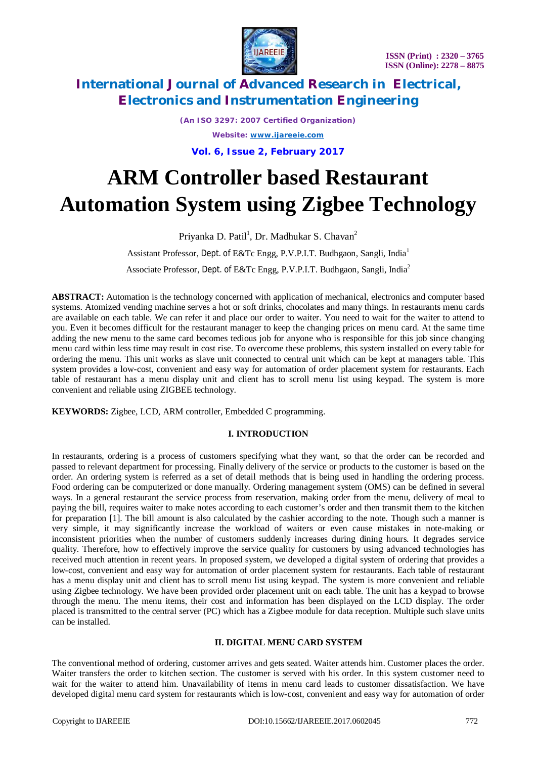# ARM Controller based Restaurant Automation System using Zigbee Technology

Priyanka D. Patil[1], Dr. Madhukar S. Chavan[2]

Assistant Professor, Dept. of E&Tc Engg, P.V.P.I.T. Budhgaon, Sangli, India[1]

Associate Professor, Dept. of E&Tc Engg, P.V.P.I.T. Budhgaon, Sangli, India[2]

**ABSTRACT:** Automation is the technology concerned with application of mechanical, electronics and computer based systems. Atomized vending machine serves a hot or soft drinks, chocolates and many things. In restaurants menu cards are available on each table. We can refer it and place our order to waiter. You need to wait for the waiter to attend to you. Even it becomes difficult for the restaurant manager to keep the changing prices on menu card. At the same time adding the new menu to the same card becomes tedious job for anyone who is responsible for this job since changing menu card within less time may result in cost rise. To overcome these problems, this system installed on every table for ordering the menu. This unit works as slave unit connected to central unit which can be kept at managers table. This system provides a low-cost, convenient and easy way for automation of order placement system for restaurants. Each table of restaurant has a menu display unit and client has to scroll menu list using keypad. The system is more convenient and reliable using ZIGBEE technology.

**KEYWORDS:** Zigbee, LCD, ARM controller, Embedded C programming.

## I. INTRODUCTION

In restaurants, ordering is a process of customers specifying what they want, so that the order can be recorded and passed to relevant department for processing. Finally delivery of the service or products to the customer is based on the order. An ordering system is referred as a set of detail methods that is being used in handling the ordering process. Food ordering can be computerized or done manually. Ordering management system (OMS) can be defined in several ways. In a general restaurant the service process from reservation, making order from the menu, delivery of meal to paying the bill, requires waiter to make notes according to each customer's order and then transmit them to the kitchen for preparation [1]. The bill amount is also calculated by the cashier according to the note. Though such a manner is very simple, it may significantly increase the workload of waiters or even cause mistakes in note-making or inconsistent priorities when the number of customers suddenly increases during dining hours. It degrades service quality. Therefore, how to effectively improve the service quality for customers by using advanced technologies has received much attention in recent years. In proposed system, we developed a digital system of ordering that provides a low-cost, convenient and easy way for automation of order placement system for restaurants. Each table of restaurant has a menu display unit and client has to scroll menu list using keypad. The system is more convenient and reliable using Zigbee technology. We have been provided order placement unit on each table. The unit has a keypad to browse through the menu. The menu items, their cost and information has been displayed on the LCD display. The order placed is transmitted to the central server (PC) which has a Zigbee module for data reception. Multiple such slave units can be installed.

## II. DIGITAL MENU CARD SYSTEM

The conventional method of ordering, customer arrives and gets seated. Waiter attends him. Customer places the order. Waiter transfers the order to kitchen section. The customer is served with his order. In this system customer need to wait for the waiter to attend him. Unavailability of items in menu card leads to customer dissatisfaction. We have developed digital menu card system for restaurants which is low-cost, convenient and easy way for automation of order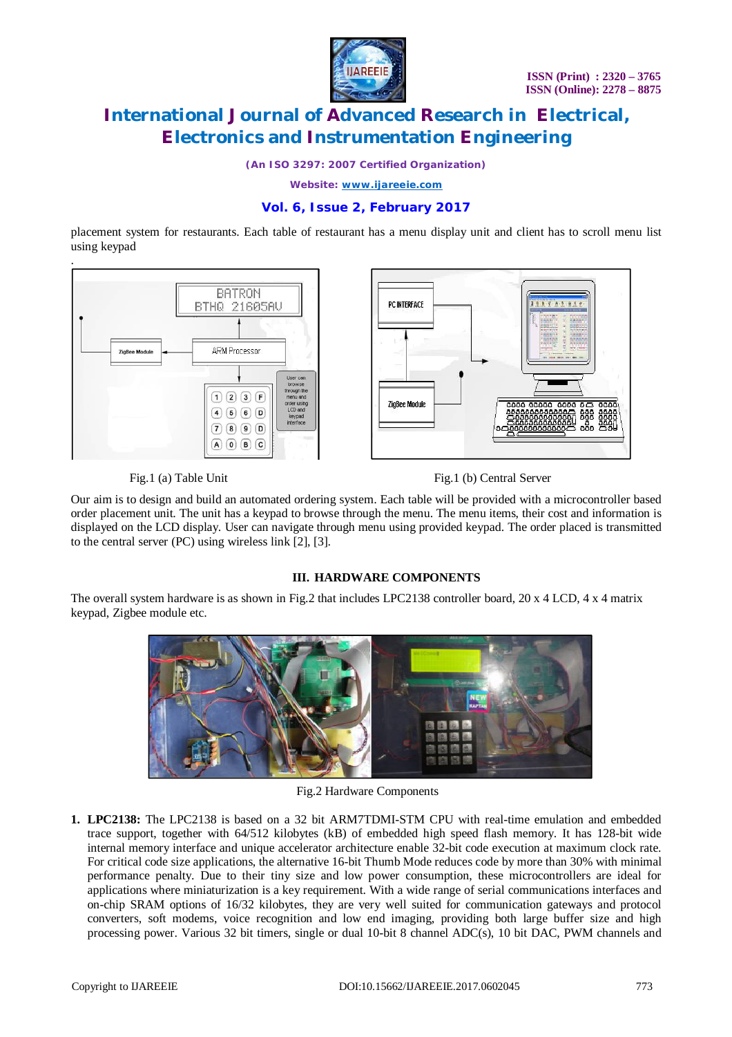placement system for restaurants. Each table of restaurant has a menu display unit and client has to scroll menu list using keypad

.

Fig.1 (a) Table Unit

Fig.1 (b) Central Server

Our aim is to design and build an automated ordering system. Each table will be provided with a microcontroller based order placement unit. The unit has a keypad to browse through the menu. The menu items, their cost and information is displayed on the LCD display. User can navigate through menu using provided keypad. The order placed is transmitted to the central server (PC) using wireless link [2], [3].

## III. HARDWARE COMPONENTS

The overall system hardware is as shown in Fig.2 that includes LPC2138 controller board, 20 x 4 LCD, 4 x 4 matrix keypad, Zigbee module etc.

Fig.2 Hardware Components

1. **LPC2138:** The LPC2138 is based on a 32 bit ARM7TDMI-STM CPU with real-time emulation and embedded trace support, together with 64/512 kilobytes (kB) of embedded high speed flash memory. It has 128-bit wide internal memory interface and unique accelerator architecture enable 32-bit code execution at maximum clock rate. For critical code size applications, the alternative 16-bit Thumb Mode reduces code by more than 30% with minimal performance penalty. Due to their tiny size and low power consumption, these microcontrollers are ideal for applications where miniaturization is a key requirement. With a wide range of serial communications interfaces and on-chip SRAM options of 16/32 kilobytes, they are very well suited for communication gateways and protocol converters, soft modems, voice recognition and low end imaging, providing both large buffer size and high processing power. Various 32 bit timers, single or dual 10-bit 8 channel ADC(s), 10 bit DAC, PWM channels and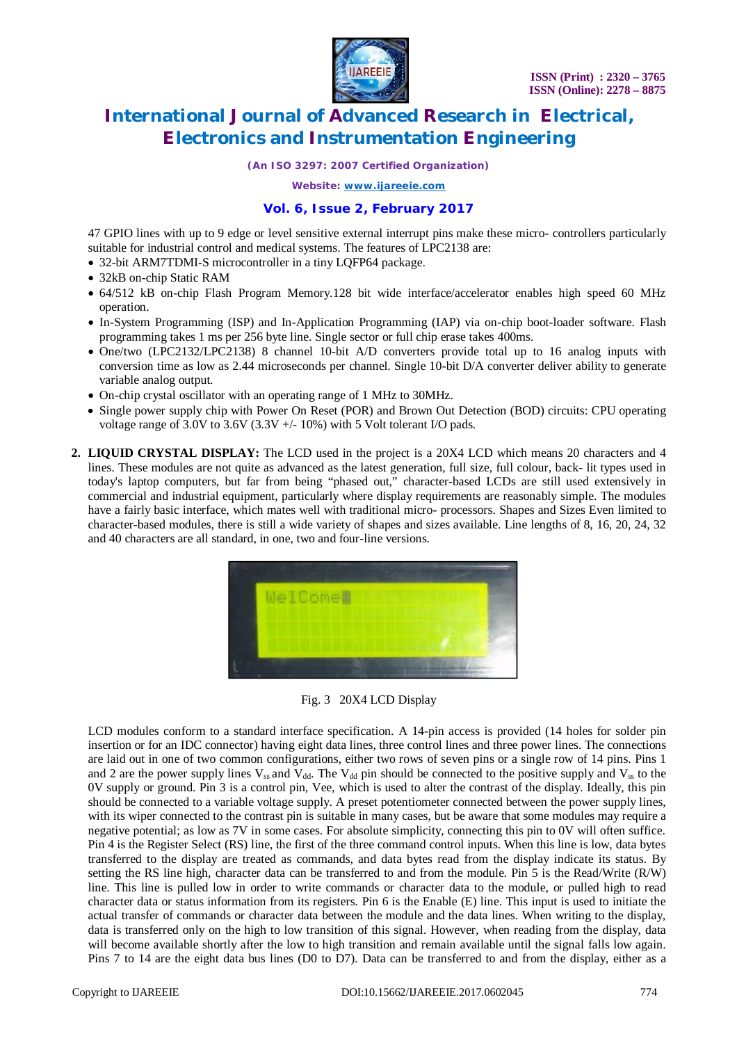47 GPIO lines with up to 9 edge or level sensitive external interrupt pins make these micro- controllers particularly suitable for industrial control and medical systems. The features of LPC2138 are:

- 32-bit ARM7TDMI-S microcontroller in a tiny LQFP64 package.
- 32kB on-chip Static RAM
- 64/512 kB on-chip Flash Program Memory.128 bit wide interface/accelerator enables high speed 60 MHz operation.
- In-System Programming (ISP) and In-Application Programming (IAP) via on-chip boot-loader software. Flash programming takes 1 ms per 256 byte line. Single sector or full chip erase takes 400ms.
- One/two (LPC2132/LPC2138) 8 channel 10-bit A/D converters provide total up to 16 analog inputs with conversion time as low as 2.44 microseconds per channel. Single 10-bit D/A converter deliver ability to generate variable analog output.
- On-chip crystal oscillator with an operating range of 1 MHz to 30MHz.
- Single power supply chip with Power On Reset (POR) and Brown Out Detection (BOD) circuits: CPU operating voltage range of 3.0V to 3.6V (3.3V +/- 10%) with 5 Volt tolerant I/O pads.

2. **LIQUID CRYSTAL DISPLAY:** The LCD used in the project is a 20X4 LCD which means 20 characters and 4 lines. These modules are not quite as advanced as the latest generation, full size, full colour, back- lit types used in today's laptop computers, but far from being "phased out," character-based LCDs are still used extensively in commercial and industrial equipment, particularly where display requirements are reasonably simple. The modules have a fairly basic interface, which mates well with traditional micro- processors. Shapes and Sizes Even limited to character-based modules, there is still a wide variety of shapes and sizes available. Line lengths of 8, 16, 20, 24, 32 and 40 characters are all standard, in one, two and four-line versions.

Fig. 3 20X4 LCD Display

LCD modules conform to a standard interface specification. A 14-pin access is provided (14 holes for solder pin insertion or for an IDC connector) having eight data lines, three control lines and three power lines. The connections are laid out in one of two common configurations, either two rows of seven pins or a single row of 14 pins. Pins 1 and 2 are the power supply lines $V_{ss}$ and $V_{dd}$. The $V_{dd}$ pin should be connected to the positive supply and $V_{ss}$ to the 0V supply or ground. Pin 3 is a control pin, Vee, which is used to alter the contrast of the display. Ideally, this pin should be connected to a variable voltage supply. A preset potentiometer connected between the power supply lines, with its wiper connected to the contrast pin is suitable in many cases, but be aware that some modules may require a negative potential; as low as 7V in some cases. For absolute simplicity, connecting this pin to 0V will often suffice. Pin 4 is the Register Select (RS) line, the first of the three command control inputs. When this line is low, data bytes transferred to the display are treated as commands, and data bytes read from the display indicate its status. By setting the RS line high, character data can be transferred to and from the module. Pin 5 is the Read/Write (R/W) line. This line is pulled low in order to write commands or character data to the module, or pulled high to read character data or status information from its registers. Pin 6 is the Enable (E) line. This input is used to initiate the actual transfer of commands or character data between the module and the data lines. When writing to the display, data is transferred only on the high to low transition of this signal. However, when reading from the display, data will become available shortly after the low to high transition and remain available until the signal falls low again. Pins 7 to 14 are the eight data bus lines (D0 to D7). Data can be transferred to and from the display, either as a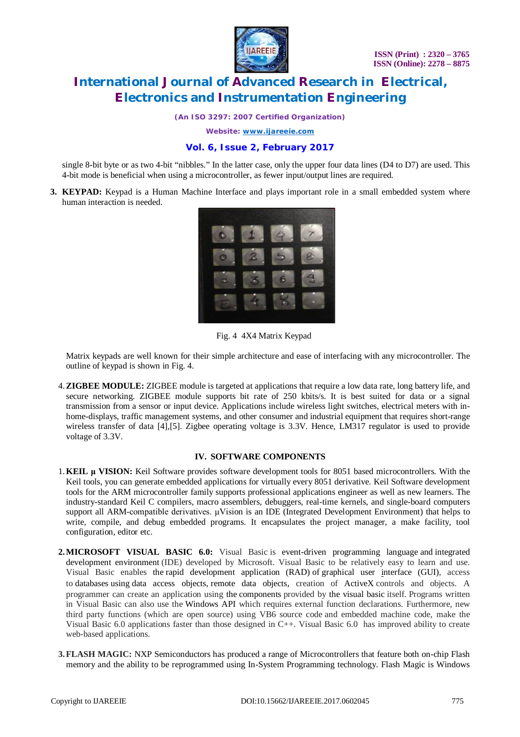single 8-bit byte or as two 4-bit "nibbles." In the latter case, only the upper four data lines (D4 to D7) are used. This 4-bit mode is beneficial when using a microcontroller, as fewer input/output lines are required.

3. **KEYPAD:** Keypad is a Human Machine Interface and plays important role in a small embedded system where human interaction is needed.

Fig. 4 4X4 Matrix Keypad

Matrix keypads are well known for their simple architecture and ease of interfacing with any microcontroller. The outline of keypad is shown in Fig. 4.

4. **ZIGBEE MODULE:** ZIGBEE module is targeted at applications that require a low data rate, long battery life, and secure networking. ZIGBEE module supports bit rate of 250 kbits/s. It is best suited for data or a signal transmission from a sensor or input device. Applications include wireless light switches, electrical meters with in-home-displays, traffic management systems, and other consumer and industrial equipment that requires short-range wireless transfer of data [4],[5]. Zigbee operating voltage is 3.3V. Hence, LM317 regulator is used to provide voltage of 3.3V.

## IV. SOFTWARE COMPONENTS

1. **KEIL µ VISION:** Keil Software provides software development tools for 8051 based microcontrollers. With the Keil tools, you can generate embedded applications for virtually every 8051 derivative. Keil Software development tools for the ARM microcontroller family supports professional applications engineer as well as new learners. The industry-standard Keil C compilers, macro assemblers, debuggers, real-time kernels, and single-board computers support all ARM-compatible derivatives. µVision is an IDE (Integrated Development Environment) that helps to write, compile, and debug embedded programs. It encapsulates the project manager, a make facility, tool configuration, editor etc.

2. **MICROSOFT VISUAL BASIC 6.0:** Visual Basic is event-driven programming language and integrated development environment (IDE) developed by Microsoft. Visual Basic to be relatively easy to learn and use. Visual Basic enables the rapid development application (RAD) of graphical user interface (GUI), access to databases using data access objects, remote data objects, creation of ActiveX controls and objects. A programmer can create an application using the components provided by the visual basic itself. Programs written in Visual Basic can also use the Windows API which requires external function declarations. Furthermore, new third party functions (which are open source) using VB6 source code and embedded machine code, make the Visual Basic 6.0 applications faster than those designed in C++. Visual Basic 6.0 has improved ability to create web-based applications.

3. **FLASH MAGIC:** NXP Semiconductors has produced a range of Microcontrollers that feature both on-chip Flash memory and the ability to be reprogrammed using In-System Programming technology. Flash Magic is Windows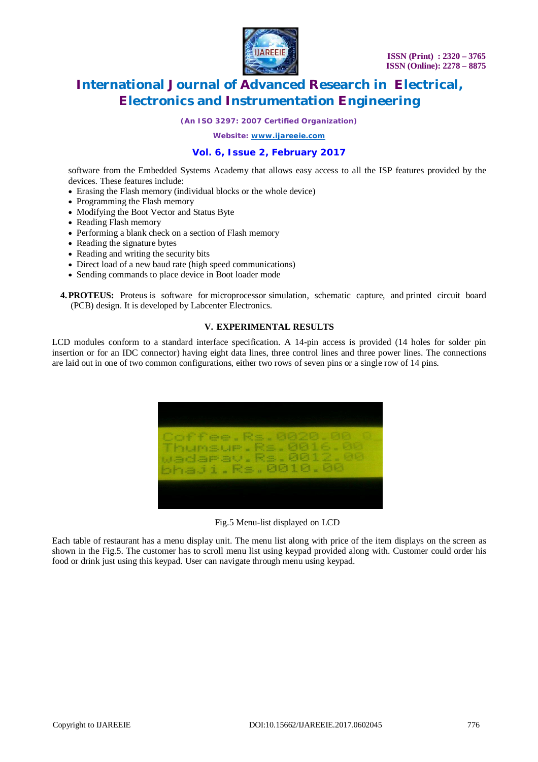software from the Embedded Systems Academy that allows easy access to all the ISP features provided by the devices. These features include:

- Erasing the Flash memory (individual blocks or the whole device)
- Programming the Flash memory
- Modifying the Boot Vector and Status Byte
- Reading Flash memory
- Performing a blank check on a section of Flash memory
- Reading the signature bytes
- Reading and writing the security bits
- Direct load of a new baud rate (high speed communications)
- Sending commands to place device in Boot loader mode

**4. PROTEUS:** Proteus is software for microprocessor simulation, schematic capture, and printed circuit board (PCB) design. It is developed by Labcenter Electronics.

## V. EXPERIMENTAL RESULTS

LCD modules conform to a standard interface specification. A 14-pin access is provided (14 holes for solder pin insertion or for an IDC connector) having eight data lines, three control lines and three power lines. The connections are laid out in one of two common configurations, either two rows of seven pins or a single row of 14 pins.

Fig.5 Menu-list displayed on LCD

Each table of restaurant has a menu display unit. The menu list along with price of the item displays on the screen as shown in the Fig.5. The customer has to scroll menu list using keypad provided along with. Customer could order his food or drink just using this keypad. User can navigate through menu using keypad.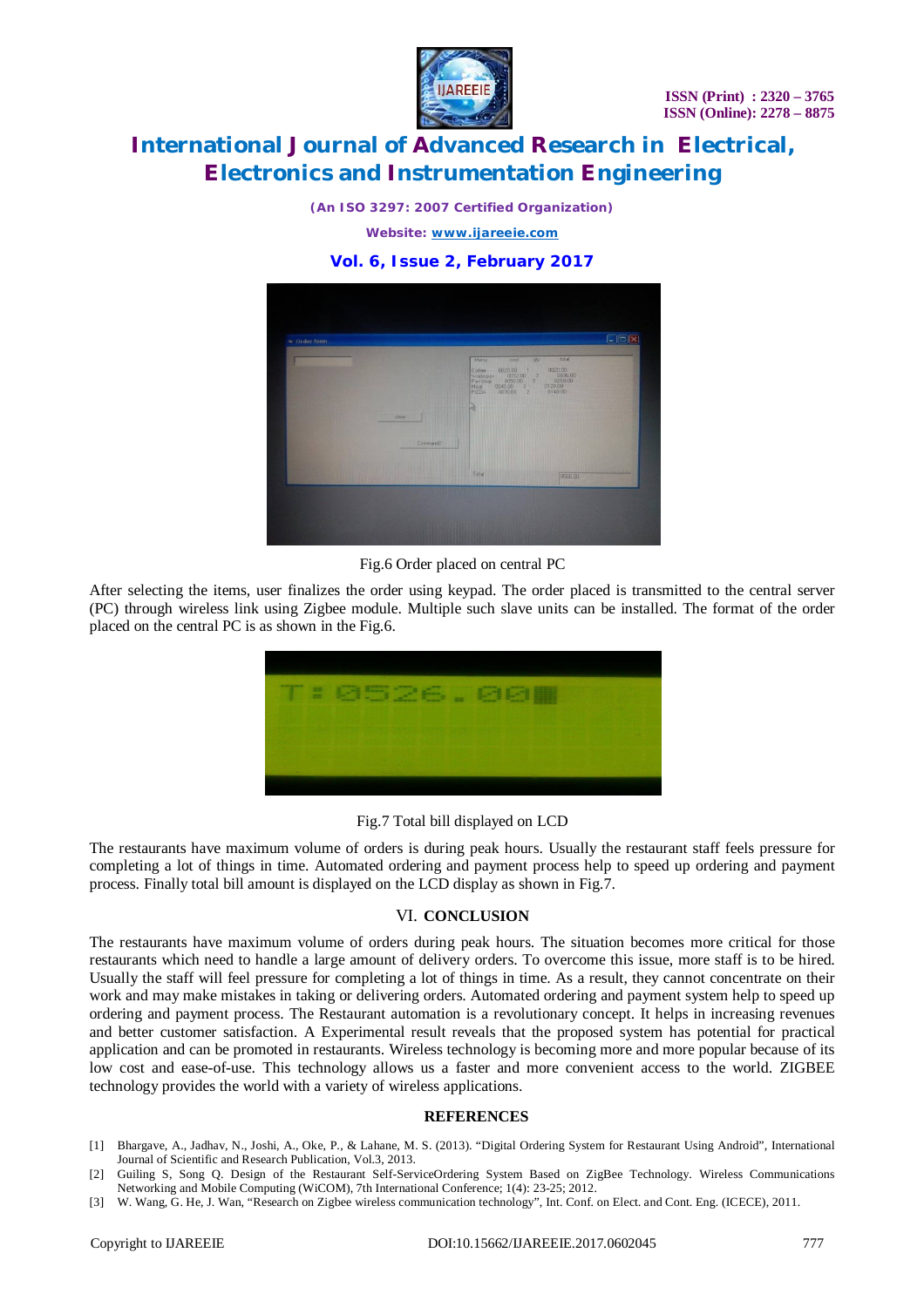Fig.6 Order placed on central PC

After selecting the items, user finalizes the order using keypad. The order placed is transmitted to the central server (PC) through wireless link using Zigbee module. Multiple such slave units can be installed. The format of the order placed on the central PC is as shown in the Fig.6.

Fig.7 Total bill displayed on LCD

The restaurants have maximum volume of orders is during peak hours. Usually the restaurant staff feels pressure for completing a lot of things in time. Automated ordering and payment process help to speed up ordering and payment process. Finally total bill amount is displayed on the LCD display as shown in Fig.7.

## VI. CONCLUSION

The restaurants have maximum volume of orders during peak hours. The situation becomes more critical for those restaurants which need to handle a large amount of delivery orders. To overcome this issue, more staff is to be hired. Usually the staff will feel pressure for completing a lot of things in time. As a result, they cannot concentrate on their work and may make mistakes in taking or delivering orders. Automated ordering and payment system help to speed up ordering and payment process. The Restaurant automation is a revolutionary concept. It helps in increasing revenues and better customer satisfaction. A Experimental result reveals that the proposed system has potential for practical application and can be promoted in restaurants. Wireless technology is becoming more and more popular because of its low cost and ease-of-use. This technology allows us a faster and more convenient access to the world. ZIGBEE technology provides the world with a variety of wireless applications.

## REFERENCES

[1] Bhargave, A., Jadhav, N., Joshi, A., Oke, P., & Lahane, M. S. (2013). "Digital Ordering System for Restaurant Using Android", International Journal of Scientific and Research Publication, Vol.3, 2013.

[2] Guiling S, Song Q. Design of the Restaurant Self-ServiceOrdering System Based on ZigBee Technology. Wireless Communications Networking and Mobile Computing (WiCOM), 7th International Conference; 1(4): 23-25; 2012.

[3] W. Wang, G. He, J. Wan, "Research on Zigbee wireless communication technology", Int. Conf. on Elect. and Cont. Eng. (ICECE), 2011.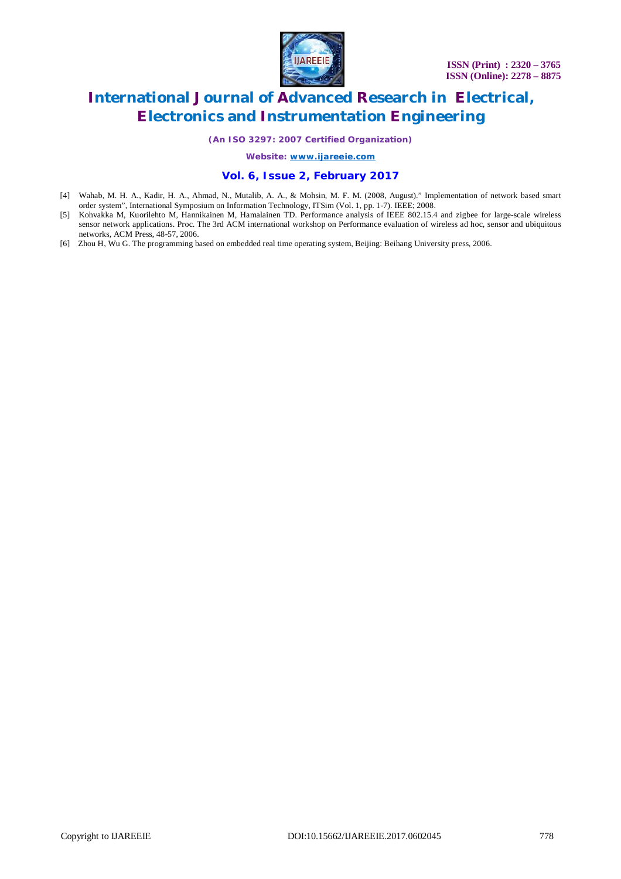[4] Wahab, M. H. A., Kadir, H. A., Ahmad, N., Mutalib, A. A., & Mohsin, M. F. M. (2008, August)." Implementation of network based smart order system", International Symposium on Information Technology, ITSim (Vol. 1, pp. 1-7). IEEE; 2008.

[5] Kohvakka M, Kuorilehto M, Hannikainen M, Hamalainen TD. Performance analysis of IEEE 802.15.4 and zigbee for large-scale wireless sensor network applications. Proc. The 3rd ACM international workshop on Performance evaluation of wireless ad hoc, sensor and ubiquitous networks, ACM Press, 48-57, 2006.

[6] Zhou H, Wu G. The programming based on embedded real time operating system, Beijing: Beihang University press, 2006.